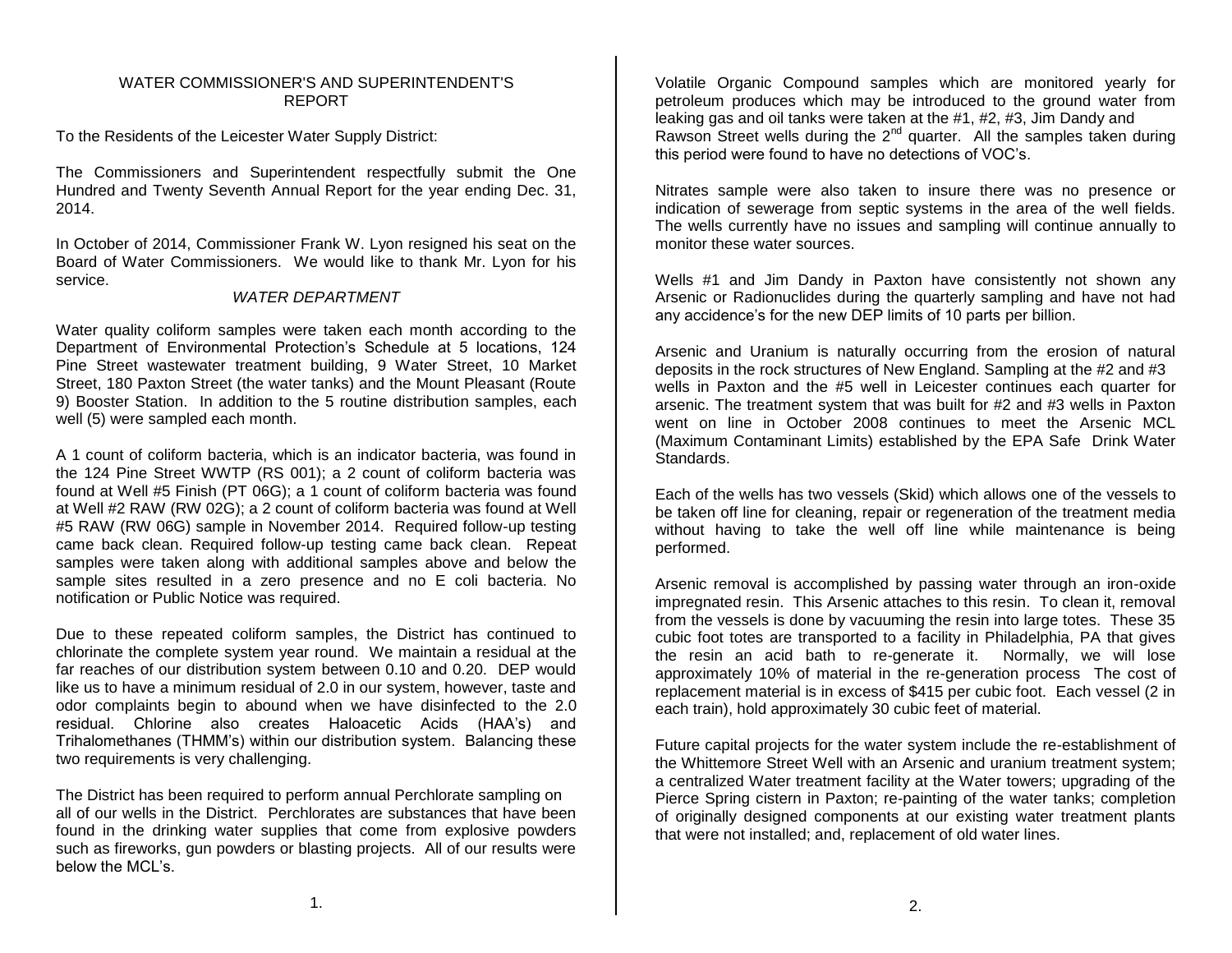# WATER COMMISSIONER'S AND SUPERINTENDENT'S REPORT

To the Residents of the Leicester Water Supply District:

The Commissioners and Superintendent respectfully submit the One Hundred and Twenty Seventh Annual Report for the year ending Dec. 31, 2014.

In October of 2014, Commissioner Frank W. Lyon resigned his seat on the Board of Water Commissioners. We would like to thank Mr. Lyon for his service.

## *WATER DEPARTMENT*

Water quality coliform samples were taken each month according to the Department of Environmental Protection's Schedule at 5 locations, 124 Pine Street wastewater treatment building, 9 Water Street, 10 Market Street, 180 Paxton Street (the water tanks) and the Mount Pleasant (Route 9) Booster Station. In addition to the 5 routine distribution samples, each well (5) were sampled each month.

A 1 count of coliform bacteria, which is an indicator bacteria, was found in the 124 Pine Street WWTP (RS 001); a 2 count of coliform bacteria was found at Well #5 Finish (PT 06G); a 1 count of coliform bacteria was found at Well #2 RAW (RW 02G); a 2 count of coliform bacteria was found at Well #5 RAW (RW 06G) sample in November 2014. Required follow-up testing came back clean. Required follow-up testing came back clean. Repeat samples were taken along with additional samples above and below the sample sites resulted in a zero presence and no E coli bacteria. No notification or Public Notice was required.

Due to these repeated coliform samples, the District has continued to chlorinate the complete system year round. We maintain a residual at the far reaches of our distribution system between 0.10 and 0.20. DEP would like us to have a minimum residual of 2.0 in our system, however, taste and odor complaints begin to abound when we have disinfected to the 2.0 residual. Chlorine also creates Haloacetic Acids (HAA's) and Trihalomethanes (THMM's) within our distribution system. Balancing these two requirements is very challenging.

The District has been required to perform annual Perchlorate sampling on all of our wells in the District. Perchlorates are substances that have been found in the drinking water supplies that come from explosive powders such as fireworks, gun powders or blasting projects. All of our results were below the MCL's.

Volatile Organic Compound samples which are monitored yearly for petroleum produces which may be introduced to the ground water from leaking gas and oil tanks were taken at the #1, #2, #3, Jim Dandy and Rawson Street wells during the 2nd quarter. All the samples taken during this period were found to have no detections of VOC's.

Nitrates sample were also taken to insure there was no presence or indication of sewerage from septic systems in the area of the well fields. The wells currently have no issues and sampling will continue annually to monitor these water sources.

Wells #1 and Jim Dandy in Paxton have consistently not shown any Arsenic or Radionuclides during the quarterly sampling and have not had any accidence's for the new DEP limits of 10 parts per billion.

Arsenic and Uranium is naturally occurring from the erosion of natural deposits in the rock structures of New England. Sampling at the #2 and #3 wells in Paxton and the #5 well in Leicester continues each quarter for arsenic. The treatment system that was built for #2 and #3 wells in Paxton went on line in October 2008 continues to meet the Arsenic MCL (Maximum Contaminant Limits) established by the EPA Safe Drink Water Standards.

Each of the wells has two vessels (Skid) which allows one of the vessels to be taken off line for cleaning, repair or regeneration of the treatment media without having to take the well off line while maintenance is being performed.

Arsenic removal is accomplished by passing water through an iron-oxide impregnated resin. This Arsenic attaches to this resin. To clean it, removal from the vessels is done by vacuuming the resin into large totes. These 35 cubic foot totes are transported to a facility in Philadelphia, PA that gives the resin an acid bath to re-generate it. Normally, we will lose approximately 10% of material in the re-generation process The cost of replacement material is in excess of $415 per cubic foot. Each vessel (2 in each train), hold approximately 30 cubic feet of material.

Future capital projects for the water system include the re-establishment of the Whittemore Street Well with an Arsenic and uranium treatment system; a centralized Water treatment facility at the Water towers; upgrading of the Pierce Spring cistern in Paxton; re-painting of the water tanks; completion of originally designed components at our existing water treatment plants that were not installed; and, replacement of old water lines.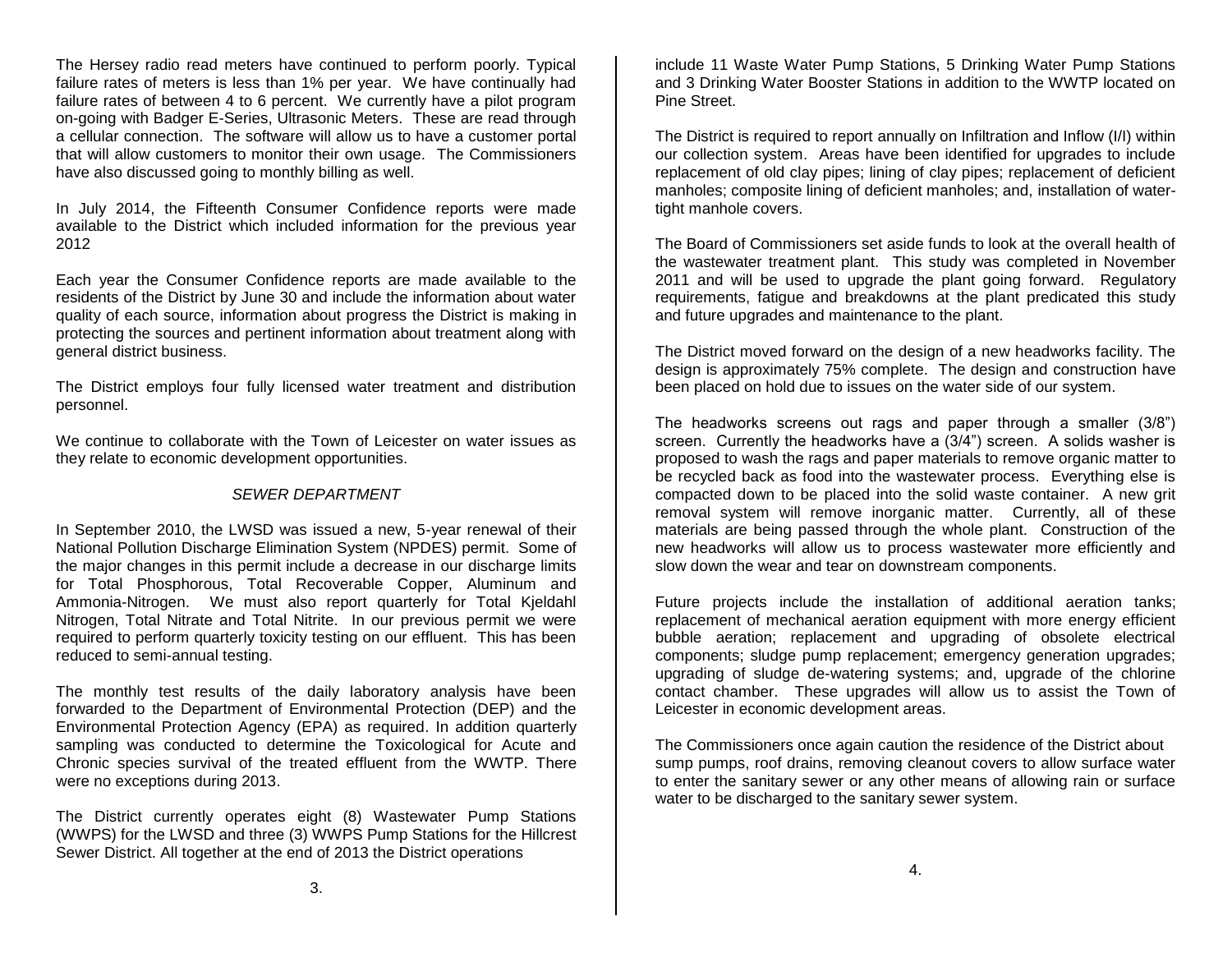The Hersey radio read meters have continued to perform poorly. Typical failure rates of meters is less than 1% per year. We have continually had failure rates of between 4 to 6 percent. We currently have a pilot program on-going with Badger E-Series, Ultrasonic Meters. These are read through a cellular connection. The software will allow us to have a customer portal that will allow customers to monitor their own usage. The Commissioners have also discussed going to monthly billing as well.

In July 2014, the Fifteenth Consumer Confidence reports were made available to the District which included information for the previous year 2012

Each year the Consumer Confidence reports are made available to the residents of the District by June 30 and include the information about water quality of each source, information about progress the District is making in protecting the sources and pertinent information about treatment along with general district business.

The District employs four fully licensed water treatment and distribution personnel.

We continue to collaborate with the Town of Leicester on water issues as they relate to economic development opportunities.

## *SEWER DEPARTMENT*

In September 2010, the LWSD was issued a new, 5-year renewal of their National Pollution Discharge Elimination System (NPDES) permit. Some of the major changes in this permit include a decrease in our discharge limits for Total Phosphorous, Total Recoverable Copper, Aluminum and Ammonia-Nitrogen. We must also report quarterly for Total Kjeldahl Nitrogen, Total Nitrate and Total Nitrite. In our previous permit we were required to perform quarterly toxicity testing on our effluent. This has been reduced to semi-annual testing.

The monthly test results of the daily laboratory analysis have been forwarded to the Department of Environmental Protection (DEP) and the Environmental Protection Agency (EPA) as required. In addition quarterly sampling was conducted to determine the Toxicological for Acute and Chronic species survival of the treated effluent from the WWTP. There were no exceptions during 2013.

The District currently operates eight (8) Wastewater Pump Stations (WWPS) for the LWSD and three (3) WWPS Pump Stations for the Hillcrest Sewer District. All together at the end of 2013 the District operations include 11 Waste Water Pump Stations, 5 Drinking Water Pump Stations and 3 Drinking Water Booster Stations in addition to the WWTP located on Pine Street.

The District is required to report annually on Infiltration and Inflow (I/I) within our collection system. Areas have been identified for upgrades to include replacement of old clay pipes; lining of clay pipes; replacement of deficient manholes; composite lining of deficient manholes; and, installation of water-tight manhole covers.

The Board of Commissioners set aside funds to look at the overall health of the wastewater treatment plant. This study was completed in November 2011 and will be used to upgrade the plant going forward. Regulatory requirements, fatigue and breakdowns at the plant predicated this study and future upgrades and maintenance to the plant.

The District moved forward on the design of a new headworks facility. The design is approximately 75% complete. The design and construction have been placed on hold due to issues on the water side of our system.

The headworks screens out rags and paper through a smaller (3/8") screen. Currently the headworks have a (3/4") screen. A solids washer is proposed to wash the rags and paper materials to remove organic matter to be recycled back as food into the wastewater process. Everything else is compacted down to be placed into the solid waste container. A new grit removal system will remove inorganic matter. Currently, all of these materials are being passed through the whole plant. Construction of the new headworks will allow us to process wastewater more efficiently and slow down the wear and tear on downstream components.

Future projects include the installation of additional aeration tanks; replacement of mechanical aeration equipment with more energy efficient bubble aeration; replacement and upgrading of obsolete electrical components; sludge pump replacement; emergency generation upgrades; upgrading of sludge de-watering systems; and, upgrade of the chlorine contact chamber. These upgrades will allow us to assist the Town of Leicester in economic development areas.

The Commissioners once again caution the residence of the District about sump pumps, roof drains, removing cleanout covers to allow surface water to enter the sanitary sewer or any other means of allowing rain or surface water to be discharged to the sanitary sewer system.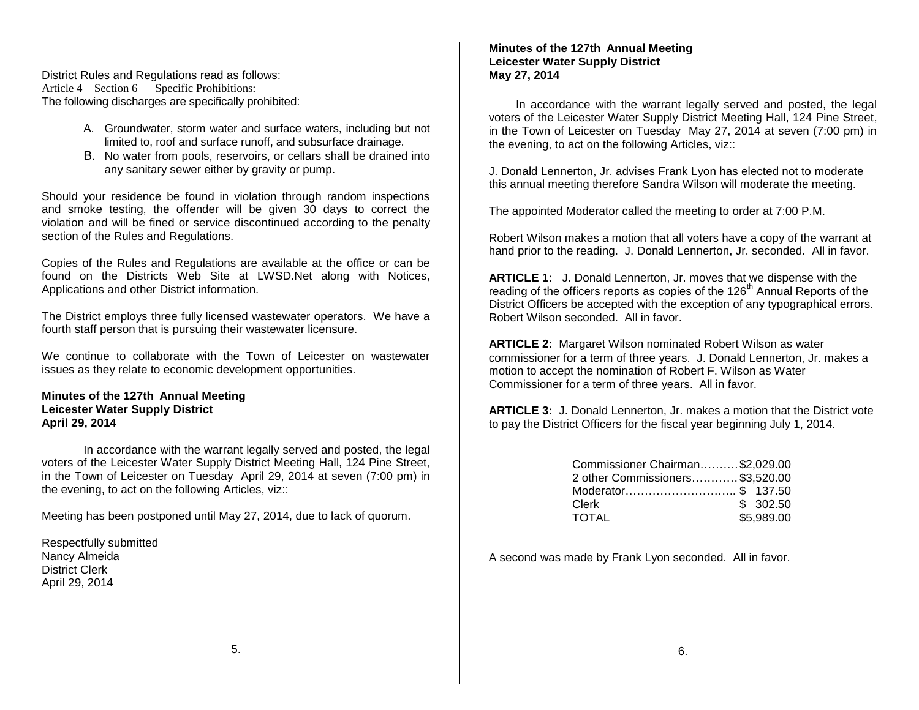District Rules and Regulations read as follows:

Article 4  Section 6  Specific Prohibitions:

The following discharges are specifically prohibited:

A. Groundwater, storm water and surface waters, including but not limited to, roof and surface runoff, and subsurface drainage.
B. No water from pools, reservoirs, or cellars shall be drained into any sanitary sewer either by gravity or pump.

Should your residence be found in violation through random inspections and smoke testing, the offender will be given 30 days to correct the violation and will be fined or service discontinued according to the penalty section of the Rules and Regulations.

Copies of the Rules and Regulations are available at the office or can be found on the Districts Web Site at LWSD.Net along with Notices, Applications and other District information.

The District employs three fully licensed wastewater operators. We have a fourth staff person that is pursuing their wastewater licensure.

We continue to collaborate with the Town of Leicester on wastewater issues as they relate to economic development opportunities.

**Minutes of the 127th Annual Meeting**
**Leicester Water Supply District**
**April 29, 2014**

In accordance with the warrant legally served and posted, the legal voters of the Leicester Water Supply District Meeting Hall, 124 Pine Street, in the Town of Leicester on Tuesday April 29, 2014 at seven (7:00 pm) in the evening, to act on the following Articles, viz::

Meeting has been postponed until May 27, 2014, due to lack of quorum.

Respectfully submitted
Nancy Almeida
District Clerk
April 29, 2014

**Minutes of the 127th Annual Meeting**
**Leicester Water Supply District**
**May 27, 2014**

In accordance with the warrant legally served and posted, the legal voters of the Leicester Water Supply District Meeting Hall, 124 Pine Street, in the Town of Leicester on Tuesday May 27, 2014 at seven (7:00 pm) in the evening, to act on the following Articles, viz::

J. Donald Lennerton, Jr. advises Frank Lyon has elected not to moderate this annual meeting therefore Sandra Wilson will moderate the meeting.

The appointed Moderator called the meeting to order at 7:00 P.M.

Robert Wilson makes a motion that all voters have a copy of the warrant at hand prior to the reading. J. Donald Lennerton, Jr. seconded. All in favor.

**ARTICLE 1:** J. Donald Lennerton, Jr. moves that we dispense with the reading of the officers reports as copies of the 126th Annual Reports of the District Officers be accepted with the exception of any typographical errors. Robert Wilson seconded. All in favor.

**ARTICLE 2:** Margaret Wilson nominated Robert Wilson as water commissioner for a term of three years. J. Donald Lennerton, Jr. makes a motion to accept the nomination of Robert F. Wilson as Water Commissioner for a term of three years. All in favor.

**ARTICLE 3:** J. Donald Lennerton, Jr. makes a motion that the District vote to pay the District Officers for the fiscal year beginning July 1, 2014.

| | |
|---|---|
| Commissioner Chairman | $2,029.00 |
| 2 other Commissioners | $3,520.00 |
| Moderator | $ 137.50 |
| Clerk | $ 302.50 |
| TOTAL | $5,989.00 |

A second was made by Frank Lyon seconded. All in favor.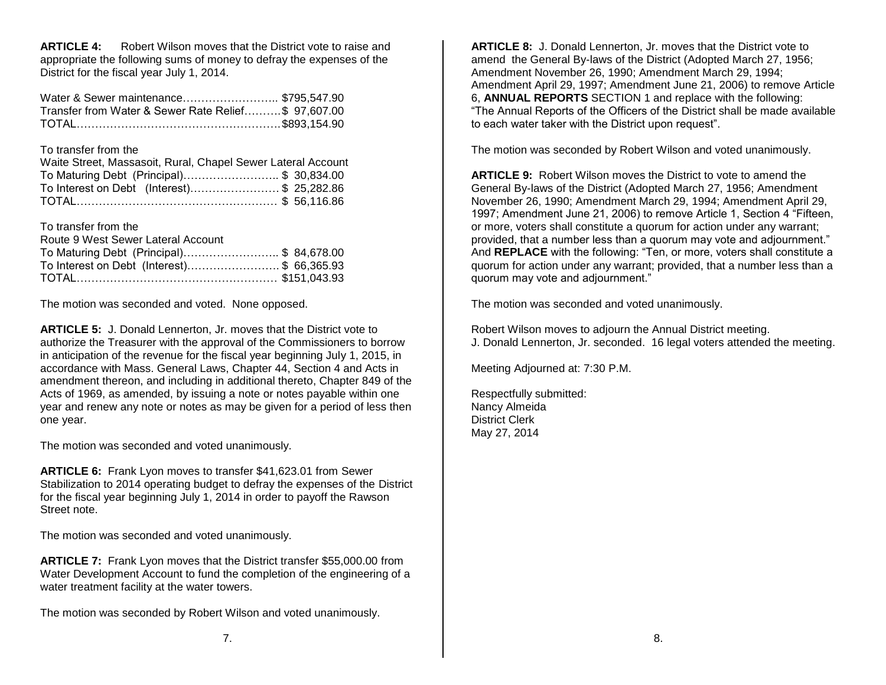**ARTICLE 4:** Robert Wilson moves that the District vote to raise and appropriate the following sums of money to defray the expenses of the District for the fiscal year July 1, 2014.

| | |
|---|---|
| Water & Sewer maintenance | $795,547.90 |
| Transfer from Water & Sewer Rate Relief | $ 97,607.00 |
| TOTAL | $893,154.90 |

To transfer from the
Waite Street, Massasoit, Rural, Chapel Sewer Lateral Account

| | |
|---|---|
| To Maturing Debt (Principal) | $ 30,834.00 |
| To Interest on Debt (Interest) | $ 25,282.86 |
| TOTAL | $ 56,116.86 |

To transfer from the
Route 9 West Sewer Lateral Account

| | |
|---|---|
| To Maturing Debt (Principal) | $ 84,678.00 |
| To Interest on Debt (Interest) | $ 66,365.93 |
| TOTAL | $151,043.93 |

The motion was seconded and voted. None opposed.

**ARTICLE 5:** J. Donald Lennerton, Jr. moves that the District vote to authorize the Treasurer with the approval of the Commissioners to borrow in anticipation of the revenue for the fiscal year beginning July 1, 2015, in accordance with Mass. General Laws, Chapter 44, Section 4 and Acts in amendment thereon, and including in additional thereto, Chapter 849 of the Acts of 1969, as amended, by issuing a note or notes payable within one year and renew any note or notes as may be given for a period of less then one year.

The motion was seconded and voted unanimously.

**ARTICLE 6:** Frank Lyon moves to transfer $41,623.01 from Sewer Stabilization to 2014 operating budget to defray the expenses of the District for the fiscal year beginning July 1, 2014 in order to payoff the Rawson Street note.

The motion was seconded and voted unanimously.

**ARTICLE 7:** Frank Lyon moves that the District transfer $55,000.00 from Water Development Account to fund the completion of the engineering of a water treatment facility at the water towers.

The motion was seconded by Robert Wilson and voted unanimously.

**ARTICLE 8:** J. Donald Lennerton, Jr. moves that the District vote to amend the General By-laws of the District (Adopted March 27, 1956; Amendment November 26, 1990; Amendment March 29, 1994; Amendment April 29, 1997; Amendment June 21, 2006) to remove Article 6, **ANNUAL REPORTS** SECTION 1 and replace with the following: "The Annual Reports of the Officers of the District shall be made available to each water taker with the District upon request".

The motion was seconded by Robert Wilson and voted unanimously.

**ARTICLE 9:** Robert Wilson moves the District to vote to amend the General By-laws of the District (Adopted March 27, 1956; Amendment November 26, 1990; Amendment March 29, 1994; Amendment April 29, 1997; Amendment June 21, 2006) to remove Article 1, Section 4 "Fifteen, or more, voters shall constitute a quorum for action under any warrant; provided, that a number less than a quorum may vote and adjournment." And **REPLACE** with the following: "Ten, or more, voters shall constitute a quorum for action under any warrant; provided, that a number less than a quorum may vote and adjournment."

The motion was seconded and voted unanimously.

Robert Wilson moves to adjourn the Annual District meeting.
J. Donald Lennerton, Jr. seconded. 16 legal voters attended the meeting.

Meeting Adjourned at: 7:30 P.M.

Respectfully submitted:
Nancy Almeida
District Clerk
May 27, 2014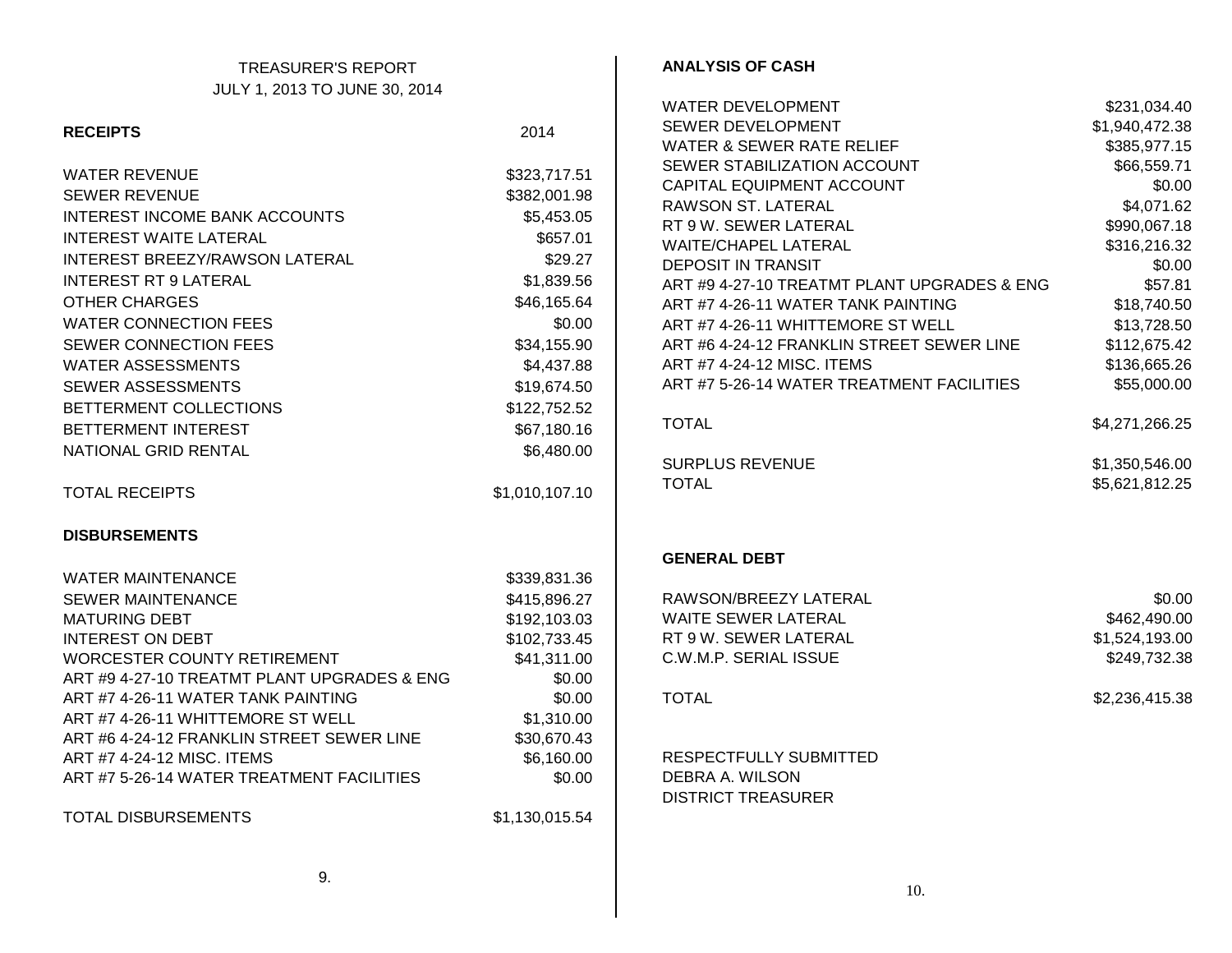# TREASURER'S REPORT

## JULY 1, 2013 TO JUNE 30, 2014

| RECEIPTS | 2014 |
|---|---|
| WATER REVENUE | $323,717.51 |
| SEWER REVENUE | $382,001.98 |
| INTEREST INCOME BANK ACCOUNTS | $5,453.05 |
| INTEREST WAITE LATERAL | $657.01 |
| INTEREST BREEZY/RAWSON LATERAL | $29.27 |
| INTEREST RT 9 LATERAL | $1,839.56 |
| OTHER CHARGES | $46,165.64 |
| WATER CONNECTION FEES | $0.00 |
| SEWER CONNECTION FEES | $34,155.90 |
| WATER ASSESSMENTS | $4,437.88 |
| SEWER ASSESSMENTS | $19,674.50 |
| BETTERMENT COLLECTIONS | $122,752.52 |
| BETTERMENT INTEREST | $67,180.16 |
| NATIONAL GRID RENTAL | $6,480.00 |
| TOTAL RECEIPTS | $1,010,107.10 |

**DISBURSEMENTS**

| DISBURSEMENTS | |
|---|---|
| WATER MAINTENANCE | $339,831.36 |
| SEWER MAINTENANCE | $415,896.27 |
| MATURING DEBT | $192,103.03 |
| INTEREST ON DEBT | $102,733.45 |
| WORCESTER COUNTY RETIREMENT | $41,311.00 |
| ART #9 4-27-10 TREATMT PLANT UPGRADES & ENG | $0.00 |
| ART #7 4-26-11 WATER TANK PAINTING | $0.00 |
| ART #7 4-26-11 WHITTEMORE ST WELL | $1,310.00 |
| ART #6 4-24-12 FRANKLIN STREET SEWER LINE | $30,670.43 |
| ART #7 4-24-12 MISC. ITEMS | $6,160.00 |
| ART #7 5-26-14 WATER TREATMENT FACILITIES | $0.00 |
| TOTAL DISBURSEMENTS | $1,130,015.54 |

**ANALYSIS OF CASH**

| ANALYSIS OF CASH | |
|---|---|
| WATER DEVELOPMENT | $231,034.40 |
| SEWER DEVELOPMENT | $1,940,472.38 |
| WATER & SEWER RATE RELIEF | $385,977.15 |
| SEWER STABILIZATION ACCOUNT | $66,559.71 |
| CAPITAL EQUIPMENT ACCOUNT | $0.00 |
| RAWSON ST. LATERAL | $4,071.62 |
| RT 9 W. SEWER LATERAL | $990,067.18 |
| WAITE/CHAPEL LATERAL | $316,216.32 |
| DEPOSIT IN TRANSIT | $0.00 |
| ART #9 4-27-10 TREATMT PLANT UPGRADES & ENG | $57.81 |
| ART #7 4-26-11 WATER TANK PAINTING | $18,740.50 |
| ART #7 4-26-11 WHITTEMORE ST WELL | $13,728.50 |
| ART #6 4-24-12 FRANKLIN STREET SEWER LINE | $112,675.42 |
| ART #7 4-24-12 MISC. ITEMS | $136,665.26 |
| ART #7 5-26-14 WATER TREATMENT FACILITIES | $55,000.00 |
| TOTAL | $4,271,266.25 |
| SURPLUS REVENUE | $1,350,546.00 |
| TOTAL | $5,621,812.25 |

**GENERAL DEBT**

| GENERAL DEBT | |
|---|---|
| RAWSON/BREEZY LATERAL | $0.00 |
| WAITE SEWER LATERAL | $462,490.00 |
| RT 9 W. SEWER LATERAL | $1,524,193.00 |
| C.W.M.P. SERIAL ISSUE | $249,732.38 |
| TOTAL | $2,236,415.38 |

RESPECTFULLY SUBMITTED
DEBRA A. WILSON
DISTRICT TREASURER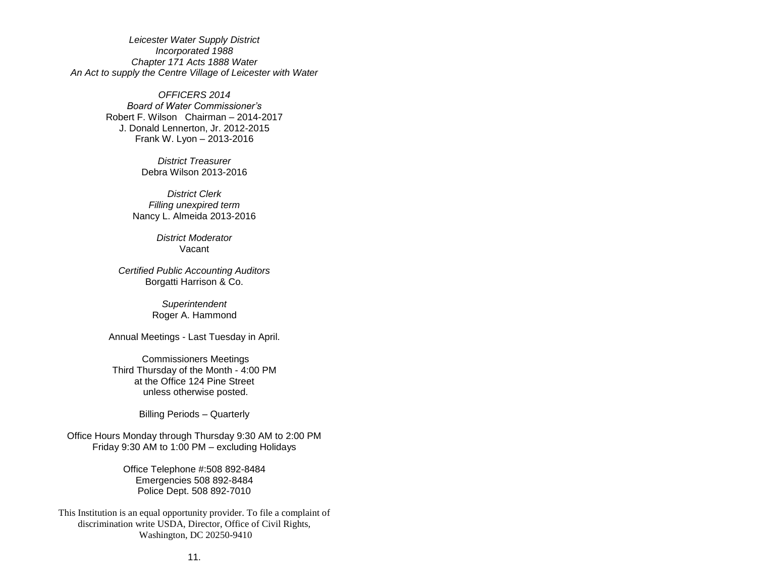*Leicester Water Supply District*
*Incorporated 1988*
*Chapter 171 Acts 1888 Water*
*An Act to supply the Centre Village of Leicester with Water*

*OFFICERS 2014*
*Board of Water Commissioner's*
Robert F. Wilson Chairman – 2014-2017
J. Donald Lennerton, Jr. 2012-2015
Frank W. Lyon – 2013-2016

*District Treasurer*
Debra Wilson 2013-2016

*District Clerk*
*Filling unexpired term*
Nancy L. Almeida 2013-2016

*District Moderator*
Vacant

*Certified Public Accounting Auditors*
Borgatti Harrison & Co.

*Superintendent*
Roger A. Hammond

Annual Meetings - Last Tuesday in April.

Commissioners Meetings
Third Thursday of the Month - 4:00 PM
at the Office 124 Pine Street
unless otherwise posted.

Billing Periods – Quarterly

Office Hours Monday through Thursday 9:30 AM to 2:00 PM
Friday 9:30 AM to 1:00 PM – excluding Holidays

Office Telephone #:508 892-8484
Emergencies 508 892-8484
Police Dept. 508 892-7010

This Institution is an equal opportunity provider. To file a complaint of discrimination write USDA, Director, Office of Civil Rights, Washington, DC 20250-9410